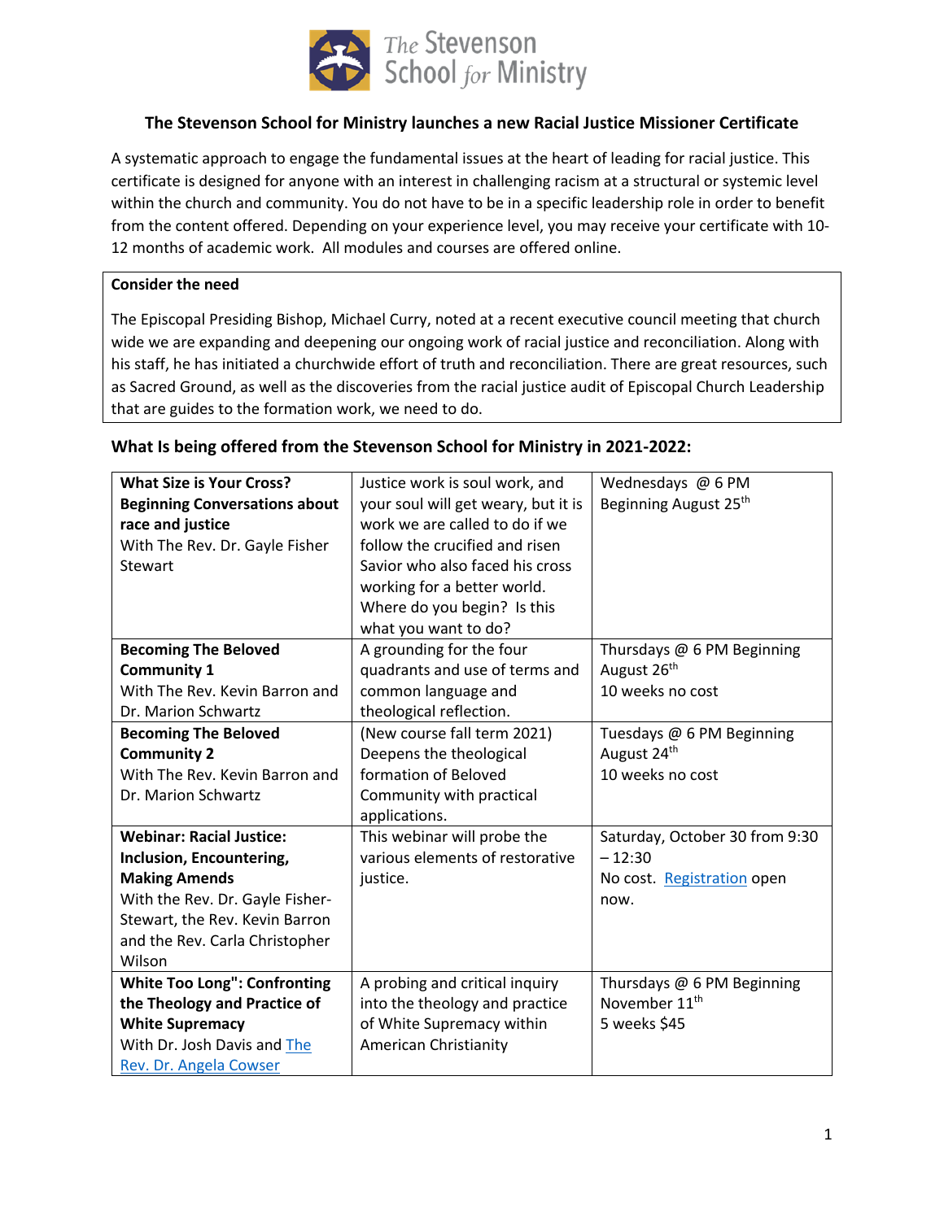# The Stevenson School for Ministry launches a new Racial Justice Missioner Certificate

A systematic approach to engage the fundamental issues at the heart of leading for racial justice. This certificate is designed for anyone with an interest in challenging racism at a structural or systemic level within the church and community. You do not have to be in a specific leadership role in order to benefit from the content offered. Depending on your experience level, you may receive your certificate with 10-12 months of academic work. All modules and courses are offered online.

**Consider the need**

The Episcopal Presiding Bishop, Michael Curry, noted at a recent executive council meeting that church wide we are expanding and deepening our ongoing work of racial justice and reconciliation. Along with his staff, he has initiated a churchwide effort of truth and reconciliation. There are great resources, such as Sacred Ground, as well as the discoveries from the racial justice audit of Episcopal Church Leadership that are guides to the formation work, we need to do.

## What Is being offered from the Stevenson School for Ministry in 2021-2022:

| | | |
|---|---|---|
| **What Size is Your Cross? Beginning Conversations about race and justice** With The Rev. Dr. Gayle Fisher Stewart | Justice work is soul work, and your soul will get weary, but it is work we are called to do if we follow the crucified and risen Savior who also faced his cross working for a better world. Where do you begin? Is this what you want to do? | Wednesdays @ 6 PM Beginning August 25th |
| **Becoming The Beloved Community 1** With The Rev. Kevin Barron and Dr. Marion Schwartz | A grounding for the four quadrants and use of terms and common language and theological reflection. | Thursdays @ 6 PM Beginning August 26th 10 weeks no cost |
| **Becoming The Beloved Community 2** With The Rev. Kevin Barron and Dr. Marion Schwartz | (New course fall term 2021) Deepens the theological formation of Beloved Community with practical applications. | Tuesdays @ 6 PM Beginning August 24th 10 weeks no cost |
| **Webinar: Racial Justice: Inclusion, Encountering, Making Amends** With the Rev. Dr. Gayle Fisher-Stewart, the Rev. Kevin Barron and the Rev. Carla Christopher Wilson | This webinar will probe the various elements of restorative justice. | Saturday, October 30 from 9:30 – 12:30 No cost. Registration open now. |
| **White Too Long": Confronting the Theology and Practice of White Supremacy** With Dr. Josh Davis and The Rev. Dr. Angela Cowser | A probing and critical inquiry into the theology and practice of White Supremacy within American Christianity | Thursdays @ 6 PM Beginning November 11th 5 weeks $45 |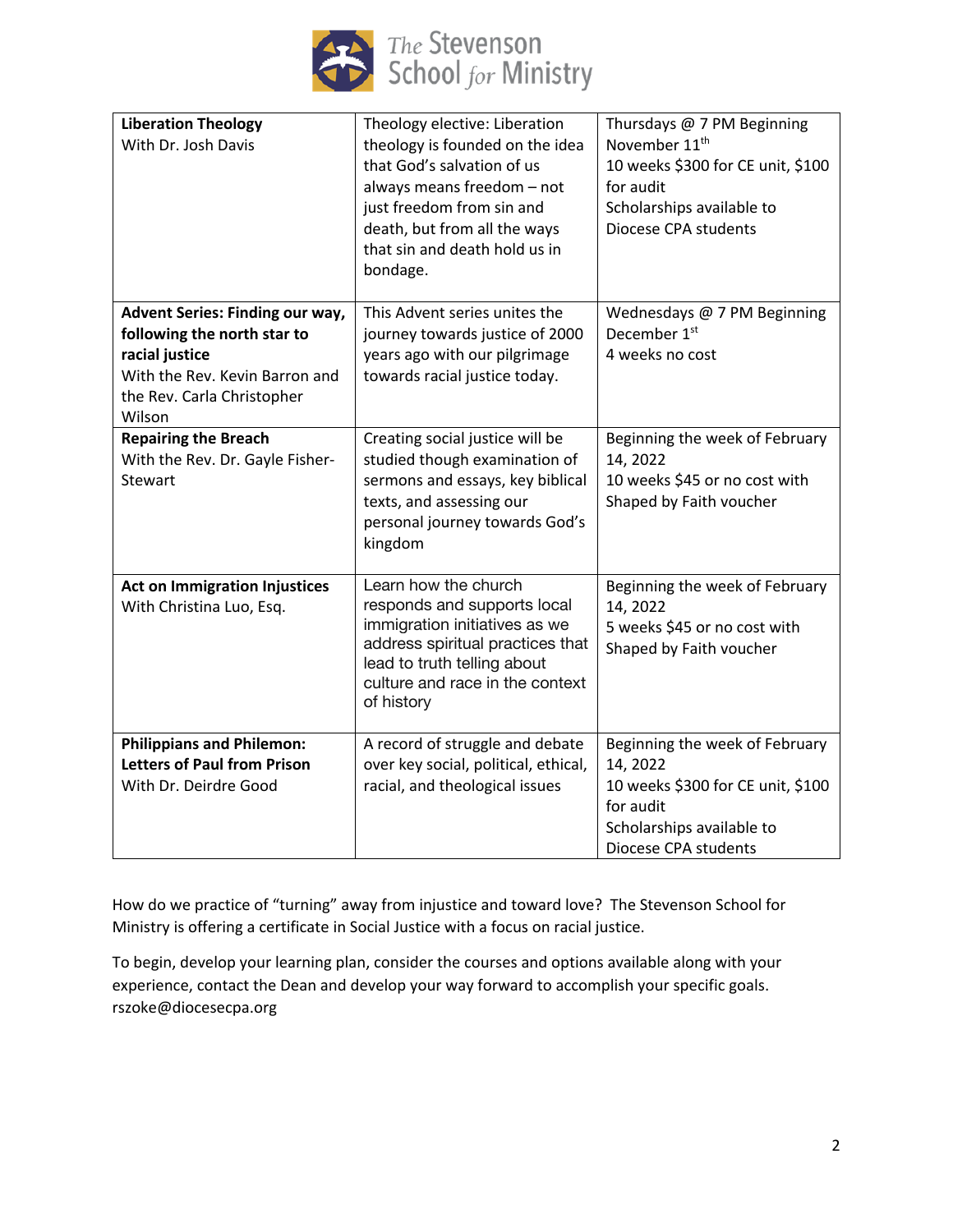| **Liberation Theology** With Dr. Josh Davis | Theology elective: Liberation theology is founded on the idea that God's salvation of us always means freedom – not just freedom from sin and death, but from all the ways that sin and death hold us in bondage. | Thursdays @ 7 PM Beginning November 11th<br>10 weeks $300 for CE unit, $100 for audit<br>Scholarships available to Diocese CPA students |
|---|---|---|
| **Advent Series: Finding our way, following the north star to racial justice** With the Rev. Kevin Barron and the Rev. Carla Christopher Wilson | This Advent series unites the journey towards justice of 2000 years ago with our pilgrimage towards racial justice today. | Wednesdays @ 7 PM Beginning December 1st<br>4 weeks no cost |
| **Repairing the Breach** With the Rev. Dr. Gayle Fisher-Stewart | Creating social justice will be studied though examination of sermons and essays, key biblical texts, and assessing our personal journey towards God's kingdom | Beginning the week of February 14, 2022<br>10 weeks $45 or no cost with Shaped by Faith voucher |
| **Act on Immigration Injustices** With Christina Luo, Esq. | Learn how the church responds and supports local immigration initiatives as we address spiritual practices that lead to truth telling about culture and race in the context of history | Beginning the week of February 14, 2022<br>5 weeks $45 or no cost with Shaped by Faith voucher |
| **Philippians and Philemon: Letters of Paul from Prison** With Dr. Deirdre Good | A record of struggle and debate over key social, political, ethical, racial, and theological issues | Beginning the week of February 14, 2022<br>10 weeks $300 for CE unit, $100 for audit<br>Scholarships available to Diocese CPA students |

How do we practice of "turning" away from injustice and toward love? The Stevenson School for Ministry is offering a certificate in Social Justice with a focus on racial justice.

To begin, develop your learning plan, consider the courses and options available along with your experience, contact the Dean and develop your way forward to accomplish your specific goals. rszoke@diocesecpa.org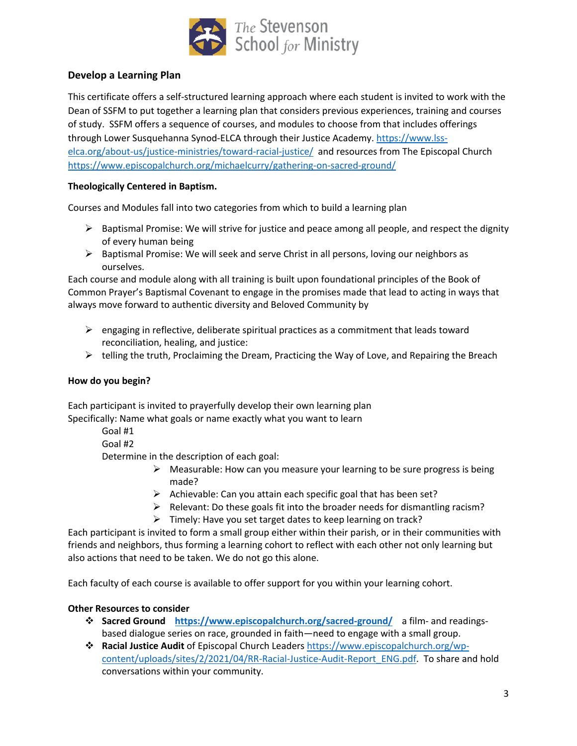## Develop a Learning Plan

This certificate offers a self-structured learning approach where each student is invited to work with the Dean of SSFM to put together a learning plan that considers previous experiences, training and courses of study. SSFM offers a sequence of courses, and modules to choose from that includes offerings through Lower Susquehanna Synod-ELCA through their Justice Academy. https://www.lss-elca.org/about-us/justice-ministries/toward-racial-justice/ and resources from The Episcopal Church https://www.episcopalchurch.org/michaelcurry/gathering-on-sacred-ground/

**Theologically Centered in Baptism.**

Courses and Modules fall into two categories from which to build a learning plan

- Baptismal Promise: We will strive for justice and peace among all people, and respect the dignity of every human being
- Baptismal Promise: We will seek and serve Christ in all persons, loving our neighbors as ourselves.

Each course and module along with all training is built upon foundational principles of the Book of Common Prayer's Baptismal Covenant to engage in the promises made that lead to acting in ways that always move forward to authentic diversity and Beloved Community by

- engaging in reflective, deliberate spiritual practices as a commitment that leads toward reconciliation, healing, and justice:
- telling the truth, Proclaiming the Dream, Practicing the Way of Love, and Repairing the Breach

**How do you begin?**

Each participant is invited to prayerfully develop their own learning plan
Specifically: Name what goals or name exactly what you want to learn

Goal #1
Goal #2
Determine in the description of each goal:

- Measurable: How can you measure your learning to be sure progress is being made?
- Achievable: Can you attain each specific goal that has been set?
- Relevant: Do these goals fit into the broader needs for dismantling racism?
- Timely: Have you set target dates to keep learning on track?

Each participant is invited to form a small group either within their parish, or in their communities with friends and neighbors, thus forming a learning cohort to reflect with each other not only learning but also actions that need to be taken. We do not go this alone.

Each faculty of each course is available to offer support for you within your learning cohort.

**Other Resources to consider**

- **Sacred Ground** **https://www.episcopalchurch.org/sacred-ground/** a film- and readings-based dialogue series on race, grounded in faith—need to engage with a small group.
- **Racial Justice Audit** of Episcopal Church Leaders https://www.episcopalchurch.org/wp-content/uploads/sites/2/2021/04/RR-Racial-Justice-Audit-Report_ENG.pdf. To share and hold conversations within your community.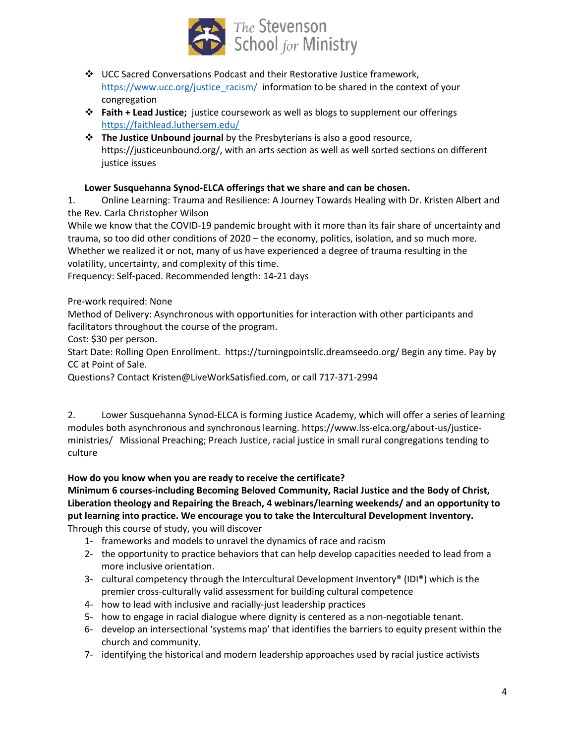- UCC Sacred Conversations Podcast and their Restorative Justice framework, https://www.ucc.org/justice_racism/ information to be shared in the context of your congregation
- **Faith + Lead Justice;** justice coursework as well as blogs to supplement our offerings https://faithlead.luthersem.edu/
- **The Justice Unbound journal** by the Presbyterians is also a good resource, https://justiceunbound.org/, with an arts section as well as well sorted sections on different justice issues

**Lower Susquehanna Synod-ELCA offerings that we share and can be chosen.**

1. Online Learning: Trauma and Resilience: A Journey Towards Healing with Dr. Kristen Albert and the Rev. Carla Christopher Wilson

While we know that the COVID-19 pandemic brought with it more than its fair share of uncertainty and trauma, so too did other conditions of 2020 – the economy, politics, isolation, and so much more. Whether we realized it or not, many of us have experienced a degree of trauma resulting in the volatility, uncertainty, and complexity of this time.

Frequency: Self-paced. Recommended length: 14-21 days

Pre-work required: None

Method of Delivery: Asynchronous with opportunities for interaction with other participants and facilitators throughout the course of the program.

Cost: $30 per person.

Start Date: Rolling Open Enrollment. https://turningpointsllc.dreamseedo.org/ Begin any time. Pay by CC at Point of Sale.

Questions? Contact Kristen@LiveWorkSatisfied.com, or call 717-371-2994

2. Lower Susquehanna Synod-ELCA is forming Justice Academy, which will offer a series of learning modules both asynchronous and synchronous learning. https://www.lss-elca.org/about-us/justice-ministries/ Missional Preaching; Preach Justice, racial justice in small rural congregations tending to culture

**How do you know when you are ready to receive the certificate?**

**Minimum 6 courses-including Becoming Beloved Community, Racial Justice and the Body of Christ, Liberation theology and Repairing the Breach, 4 webinars/learning weekends/ and an opportunity to put learning into practice. We encourage you to take the Intercultural Development Inventory.**

Through this course of study, you will discover

1- frameworks and models to unravel the dynamics of race and racism
2- the opportunity to practice behaviors that can help develop capacities needed to lead from a more inclusive orientation.
3- cultural competency through the Intercultural Development Inventory® (IDI®) which is the premier cross-culturally valid assessment for building cultural competence
4- how to lead with inclusive and racially-just leadership practices
5- how to engage in racial dialogue where dignity is centered as a non-negotiable tenant.
6- develop an intersectional 'systems map' that identifies the barriers to equity present within the church and community.
7- identifying the historical and modern leadership approaches used by racial justice activists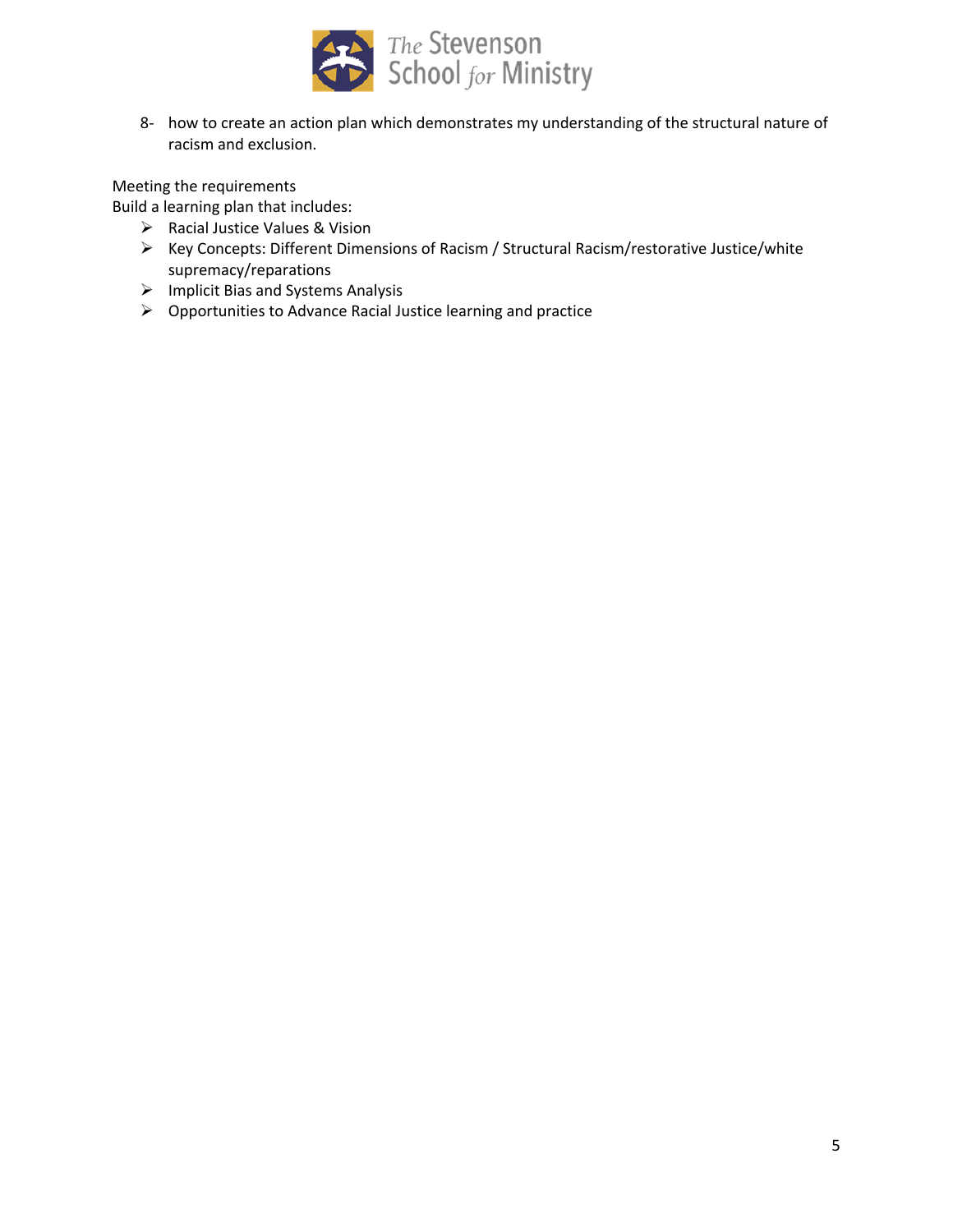8- how to create an action plan which demonstrates my understanding of the structural nature of racism and exclusion.

Meeting the requirements
Build a learning plan that includes:

- Racial Justice Values & Vision
- Key Concepts: Different Dimensions of Racism / Structural Racism/restorative Justice/white supremacy/reparations
- Implicit Bias and Systems Analysis
- Opportunities to Advance Racial Justice learning and practice